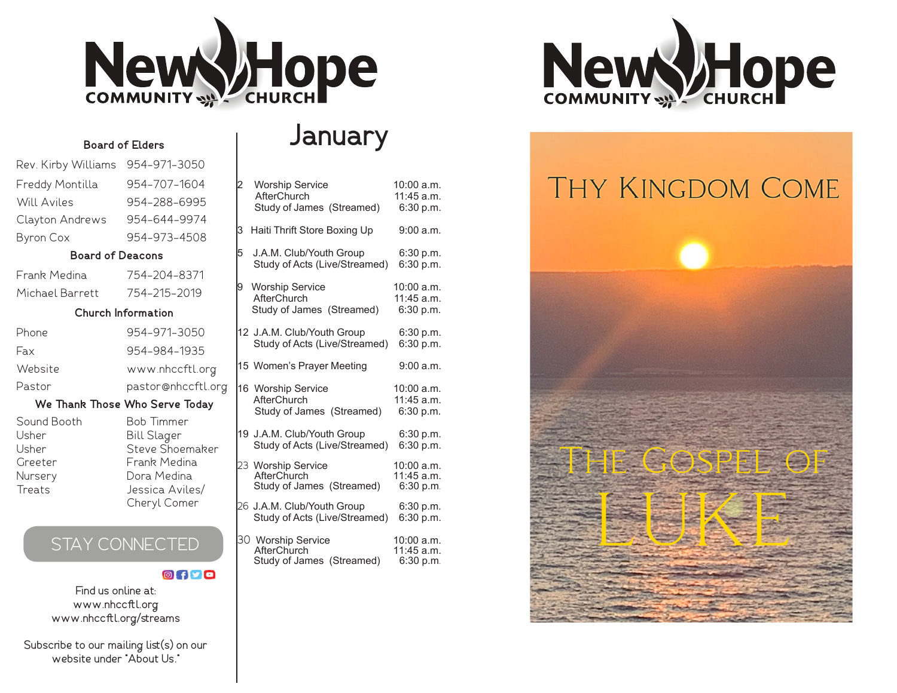# New Hope Community Church

### Board of Elders

| | |
|---|---|
| Rev. Kirby Williams | 954-971-3050 |
| Freddy Montilla | 954-707-1604 |
| Will Aviles | 954-288-6995 |
| Clayton Andrews | 954-644-9974 |
| Byron Cox | 954-973-4508 |

### Board of Deacons

| | |
|---|---|
| Frank Medina | 754-204-8371 |
| Michael Barrett | 754-215-2019 |

### Church Information

| | |
|---|---|
| Phone | 954-971-3050 |
| Fax | 954-984-1935 |
| Website | www.nhccftl.org |
| Pastor | pastor@nhccftl.org |

### We Thank Those Who Serve Today

| | |
|---|---|
| Sound Booth | Bob Timmer |
| Usher | Bill Slager |
| Usher | Steve Shoemaker |
| Greeter | Frank Medina |
| Nursery | Dora Medina |
| Treats | Jessica Aviles/ Cheryl Comer |

### STAY CONNECTED

Find us online at:
www.nhccftl.org
www.nhccftl.org/streams

Subscribe to our mailing list(s) on our website under "About Us."

## January

| Date | Event | Time |
|---|---|---|
| 2 | Worship Service | 10:00 a.m. |
| | AfterChurch | 11:45 a.m. |
| | Study of James (Streamed) | 6:30 p.m. |
| 3 | Haiti Thrift Store Boxing Up | 9:00 a.m. |
| 5 | J.A.M. Club/Youth Group | 6:30 p.m. |
| | Study of Acts (Live/Streamed) | 6:30 p.m. |
| 9 | Worship Service | 10:00 a.m. |
| | AfterChurch | 11:45 a.m. |
| | Study of James (Streamed) | 6:30 p.m. |
| 12 | J.A.M. Club/Youth Group | 6:30 p.m. |
| | Study of Acts (Live/Streamed) | 6:30 p.m. |
| 15 | Women's Prayer Meeting | 9:00 a.m. |
| 16 | Worship Service | 10:00 a.m. |
| | AfterChurch | 11:45 a.m. |
| | Study of James (Streamed) | 6:30 p.m. |
| 19 | J.A.M. Club/Youth Group | 6:30 p.m. |
| | Study of Acts (Live/Streamed) | 6:30 p.m. |
| 23 | Worship Service | 10:00 a.m. |
| | AfterChurch | 11:45 a.m. |
| | Study of James (Streamed) | 6:30 p.m. |
| 26 | J.A.M. Club/Youth Group | 6:30 p.m. |
| | Study of Acts (Live/Streamed) | 6:30 p.m. |
| 30 | Worship Service | 10:00 a.m. |
| | AfterChurch | 11:45 a.m. |
| | Study of James (Streamed) | 6:30 p.m. |

# New Hope Community Church

## Thy Kingdom Come

## The Gospel of LUKE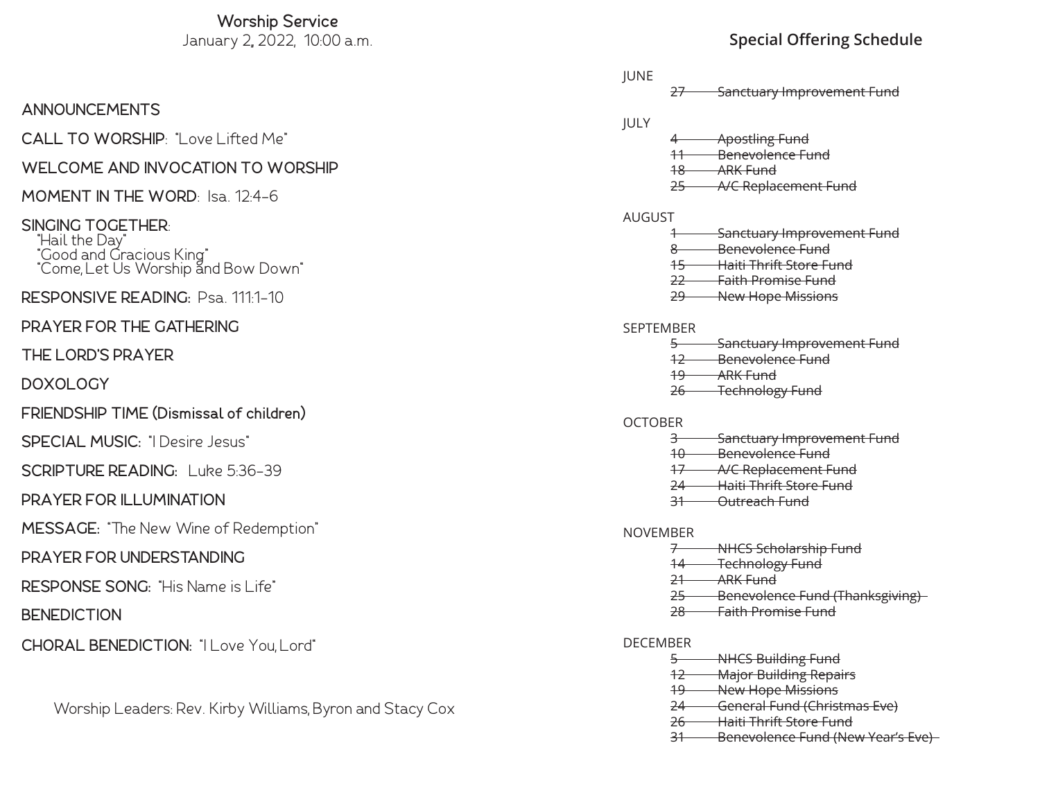# Worship Service

January 2, 2022, 10:00 a.m.

**ANNOUNCEMENTS**

**CALL TO WORSHIP**: "Love Lifted Me"

**WELCOME AND INVOCATION TO WORSHIP**

**MOMENT IN THE WORD**: Isa. 12:4-6

**SINGING TOGETHER**:
"Hail the Day"
"Good and Gracious King"
"Come, Let Us Worship and Bow Down"

**RESPONSIVE READING:** Psa. 111:1-10

**PRAYER FOR THE GATHERING**

**THE LORD'S PRAYER**

**DOXOLOGY**

**FRIENDSHIP TIME (Dismissal of children)**

**SPECIAL MUSIC:** "I Desire Jesus"

**SCRIPTURE READING:** Luke 5:36-39

**PRAYER FOR ILLUMINATION**

**MESSAGE:** "The New Wine of Redemption"

**PRAYER FOR UNDERSTANDING**

**RESPONSE SONG:** "His Name is Life"

**BENEDICTION**

**CHORAL BENEDICTION:** "I Love You, Lord"

Worship Leaders: Rev. Kirby Williams, Byron and Stacy Cox

## Special Offering Schedule

JUNE
- ~~27 Sanctuary Improvement Fund~~

JULY
- ~~4 Apostling Fund~~
- ~~11 Benevolence Fund~~
- ~~18 ARK Fund~~
- ~~25 A/C Replacement Fund~~

AUGUST
- ~~1 Sanctuary Improvement Fund~~
- ~~8 Benevolence Fund~~
- ~~15 Haiti Thrift Store Fund~~
- ~~22 Faith Promise Fund~~
- ~~29 New Hope Missions~~

SEPTEMBER
- ~~5 Sanctuary Improvement Fund~~
- ~~12 Benevolence Fund~~
- ~~19 ARK Fund~~
- ~~26 Technology Fund~~

OCTOBER
- ~~3 Sanctuary Improvement Fund~~
- ~~10 Benevolence Fund~~
- ~~17 A/C Replacement Fund~~
- ~~24 Haiti Thrift Store Fund~~
- ~~31 Outreach Fund~~

NOVEMBER
- ~~7 NHCS Scholarship Fund~~
- ~~14 Technology Fund~~
- ~~21 ARK Fund~~
- ~~25 Benevolence Fund (Thanksgiving)~~
- ~~28 Faith Promise Fund~~

DECEMBER
- ~~5 NHCS Building Fund~~
- ~~12 Major Building Repairs~~
- ~~19 New Hope Missions~~
- ~~24 General Fund (Christmas Eve)~~
- ~~26 Haiti Thrift Store Fund~~
- ~~31 Benevolence Fund (New Year's Eve)~~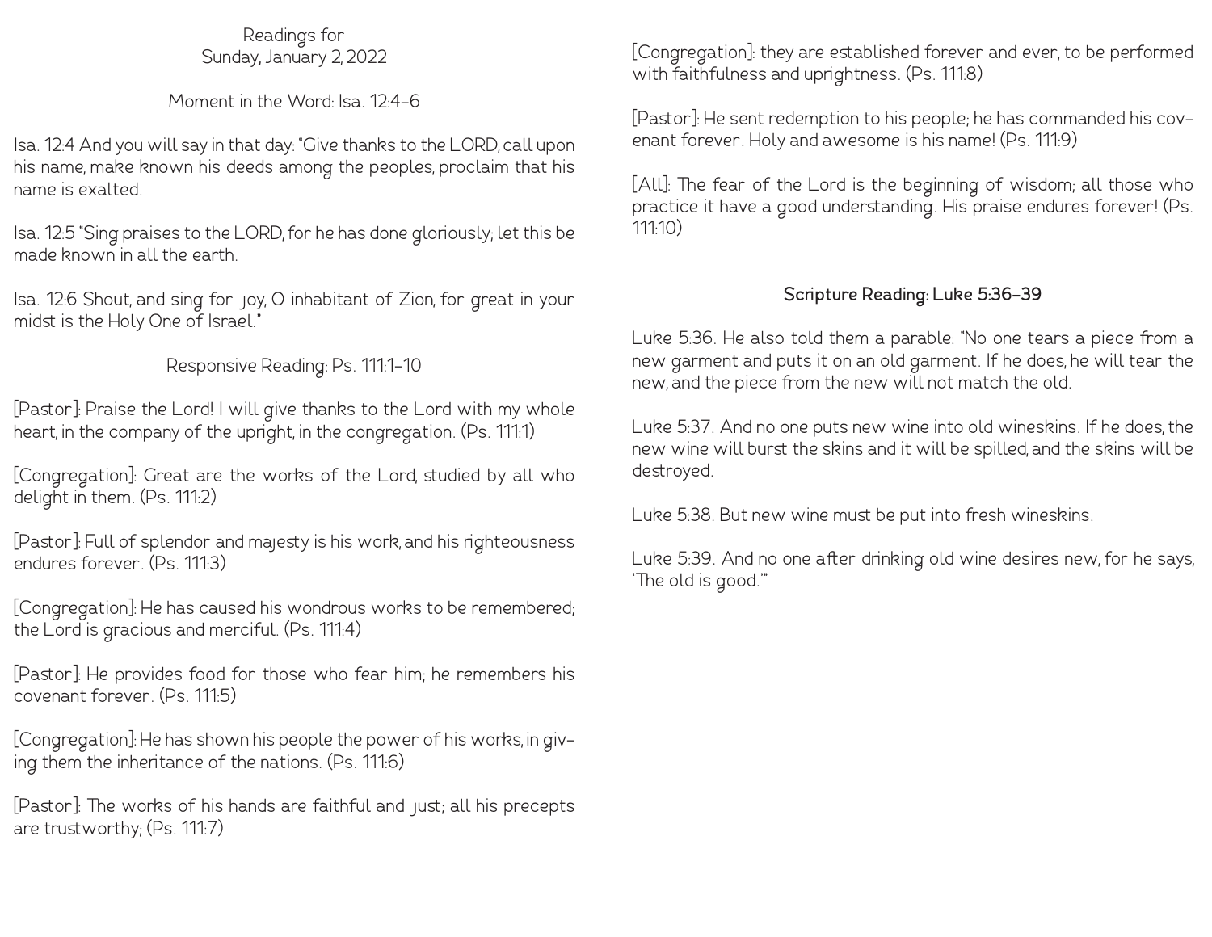Readings for
Sunday, January 2, 2022

## Moment in the Word: Isa. 12:4-6

Isa. 12:4 And you will say in that day: "Give thanks to the LORD, call upon his name, make known his deeds among the peoples, proclaim that his name is exalted.

Isa. 12:5 "Sing praises to the LORD, for he has done gloriously; let this be made known in all the earth.

Isa. 12:6 Shout, and sing for joy, O inhabitant of Zion, for great in your midst is the Holy One of Israel."

## Responsive Reading: Ps. 111:1-10

[Pastor]: Praise the Lord! I will give thanks to the Lord with my whole heart, in the company of the upright, in the congregation. (Ps. 111:1)

[Congregation]: Great are the works of the Lord, studied by all who delight in them. (Ps. 111:2)

[Pastor]: Full of splendor and majesty is his work, and his righteousness endures forever. (Ps. 111:3)

[Congregation]: He has caused his wondrous works to be remembered; the Lord is gracious and merciful. (Ps. 111:4)

[Pastor]: He provides food for those who fear him; he remembers his covenant forever. (Ps. 111:5)

[Congregation]: He has shown his people the power of his works, in giving them the inheritance of the nations. (Ps. 111:6)

[Pastor]: The works of his hands are faithful and just; all his precepts are trustworthy; (Ps. 111:7)

[Congregation]: they are established forever and ever, to be performed with faithfulness and uprightness. (Ps. 111:8)

[Pastor]: He sent redemption to his people; he has commanded his covenant forever. Holy and awesome is his name! (Ps. 111:9)

[All]: The fear of the Lord is the beginning of wisdom; all those who practice it have a good understanding. His praise endures forever! (Ps. 111:10)

## **Scripture Reading: Luke 5:36-39**

Luke 5:36. He also told them a parable: "No one tears a piece from a new garment and puts it on an old garment. If he does, he will tear the new, and the piece from the new will not match the old.

Luke 5:37. And no one puts new wine into old wineskins. If he does, the new wine will burst the skins and it will be spilled, and the skins will be destroyed.

Luke 5:38. But new wine must be put into fresh wineskins.

Luke 5:39. And no one after drinking old wine desires new, for he says, 'The old is good.'"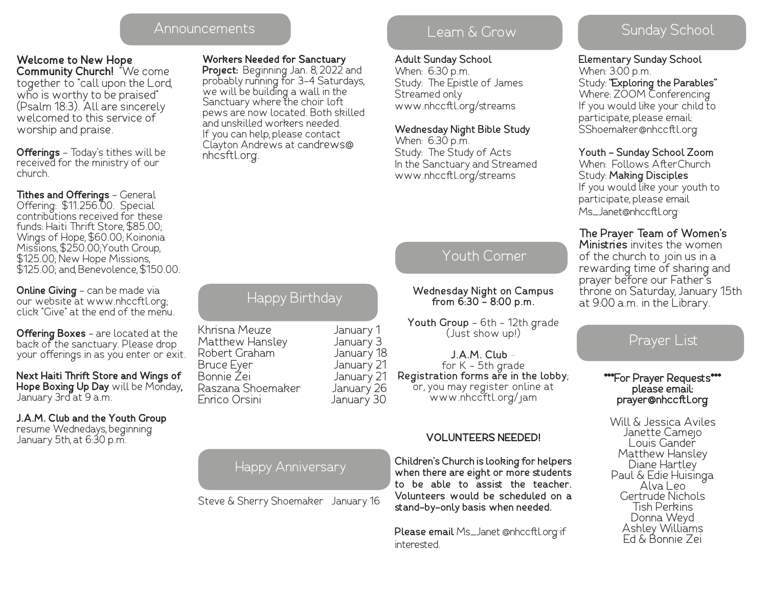## Announcements

**Welcome to New Hope Community Church!** "We come together to "call upon the Lord, who is worthy to be praised" (Psalm 18:3). All are sincerely welcomed to this service of worship and praise.

**Offerings** – Today's tithes will be received for the ministry of our church.

**Tithes and Offerings** – General Offering: $11.256.00. Special contributions received for these funds: Haiti Thrift Store, $85.00; Wings of Hope, $60.00; Koinonia Missions, $250.00; Youth Group, $125.00; New Hope Missions, $125.00; and, Benevolence, $150.00.

**Online Giving** – can be made via our website at www.nhccftl.org; click "Give" at the end of the menu.

**Offering Boxes** – are located at the back of the sanctuary. Please drop your offerings in as you enter or exit.

**Next Haiti Thrift Store and Wings of Hope Boxing Up Day** will be Monday, January 3rd at 9 a.m.

**J.A.M. Club and the Youth Group** resume Wednesdays, beginning January 5th, at 6:30 p.m.

**Workers Needed for Sanctuary Project:** Beginning Jan. 8, 2022 and probably running for 3-4 Saturdays, we will be building a wall in the Sanctuary where the choir loft pews are now located. Both skilled and unskilled workers needed. If you can help, please contact Clayton Andrews at candrews@nhcsftl.org.

## Happy Birthday

| | |
|---|---|
| Khrisna Meuze | January 1 |
| Matthew Hansley | January 3 |
| Robert Graham | January 18 |
| Bruce Eyer | January 21 |
| Bonnie Zei | January 21 |
| Raszana Shoemaker | January 26 |
| Enrico Orsini | January 30 |

## Happy Anniversary

Steve & Sherry Shoemaker January 16

## Learn & Grow

**Adult Sunday School**
When: 6:30 p.m.
Study: The Epistle of James
Streamed only
www.nhccftl.org/streams

**Wednesday Night Bible Study**
When: 6:30 p.m.
Study: The Study of Acts
In the Sanctuary and Streamed
www.nhccftl.org/streams

## Youth Corner

**Wednesday Night on Campus from 6:30 – 8:00 p.m.**

**Youth Group** – 6th – 12th grade (Just show up!)

**J.A.M. Club** – for K – 5th grade
**Registration forms are in the lobby**; or, you may register online at www.nhccftl.org/jam

**VOLUNTEERS NEEDED!**

**Children's Church is looking for helpers when there are eight or more students to be able to assist the teacher. Volunteers would be scheduled on a stand-by-only basis when needed.**

**Please email** Ms_Janet @nhccftl.org if interested.

## Sunday School

**Elementary Sunday School**
When: 3:00 p.m.
Study: **"Exploring the Parables"**
Where: ZOOM Conferencing
If you would like your child to participate, please email: SShoemaker@nhccftl.org

**Youth – Sunday School Zoom**
When: Follows AfterChurch
Study: **Making Disciples**
If you would like your youth to participate, please email Ms_Janet@nhccftl.org

**The Prayer Team of Women's Ministries** invites the women of the church to join us in a rewarding time of sharing and prayer before our Father's throne on Saturday, January 15th at 9:00 a.m. in the Library.

## Prayer List

**\*\*\*For Prayer Requests\*\*\***
**please email:**
**prayer@nhccftl.org**

Will & Jessica Aviles
Janette Camejo
Louis Gander
Matthew Hansley
Diane Hartley
Paul & Edie Huisinga
Alva Leo
Gertrude Nichols
Tish Perkins
Donna Weyd
Ashley Williams
Ed & Bonnie Zei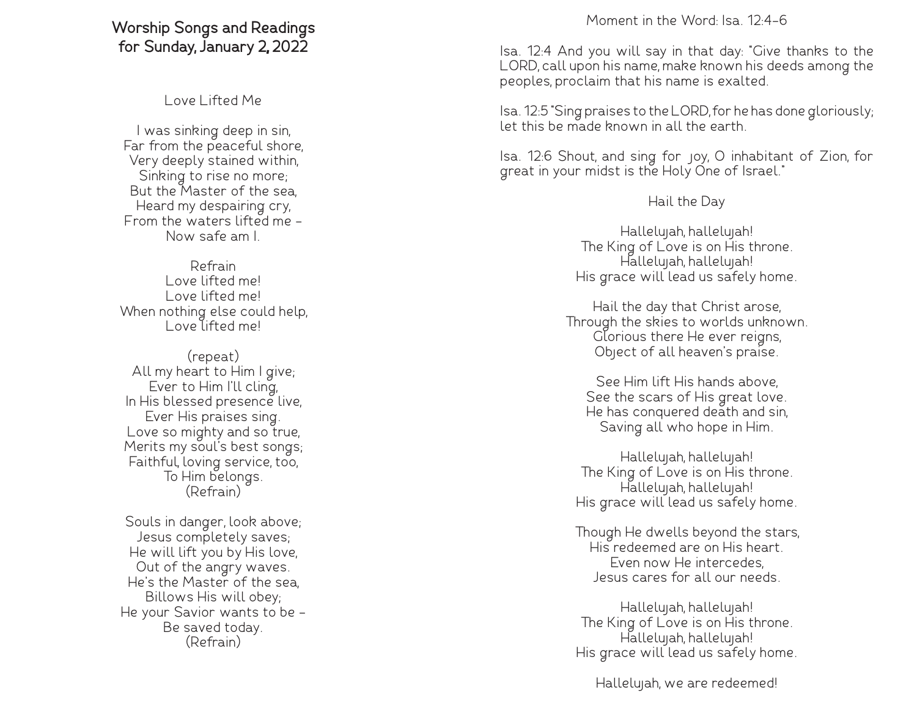# Worship Songs and Readings for Sunday, January 2, 2022

## Love Lifted Me

I was sinking deep in sin,
Far from the peaceful shore,
Very deeply stained within,
Sinking to rise no more;
But the Master of the sea,
Heard my despairing cry,
From the waters lifted me –
Now safe am I.

Refrain
Love lifted me!
Love lifted me!
When nothing else could help,
Love lifted me!

(repeat)
All my heart to Him I give;
Ever to Him I'll cling,
In His blessed presence live,
Ever His praises sing.
Love so mighty and so true,
Merits my soul's best songs;
Faithful, loving service, too,
To Him belongs.
(Refrain)

Souls in danger, look above;
Jesus completely saves;
He will lift you by His love,
Out of the angry waves.
He's the Master of the sea,
Billows His will obey;
He your Savior wants to be –
Be saved today.
(Refrain)

## Moment in the Word: Isa. 12:4-6

Isa. 12:4 And you will say in that day: "Give thanks to the LORD, call upon his name, make known his deeds among the peoples, proclaim that his name is exalted.

Isa. 12:5 "Sing praises to the LORD, for he has done gloriously; let this be made known in all the earth.

Isa. 12:6 Shout, and sing for joy, O inhabitant of Zion, for great in your midst is the Holy One of Israel."

## Hail the Day

Hallelujah, hallelujah!
The King of Love is on His throne.
Hallelujah, hallelujah!
His grace will lead us safely home.

Hail the day that Christ arose,
Through the skies to worlds unknown.
Glorious there He ever reigns,
Object of all heaven's praise.

See Him lift His hands above,
See the scars of His great love.
He has conquered death and sin,
Saving all who hope in Him.

Hallelujah, hallelujah!
The King of Love is on His throne.
Hallelujah, hallelujah!
His grace will lead us safely home.

Though He dwells beyond the stars,
His redeemed are on His heart.
Even now He intercedes,
Jesus cares for all our needs.

Hallelujah, hallelujah!
The King of Love is on His throne.
Hallelujah, hallelujah!
His grace will lead us safely home.

Hallelujah, we are redeemed!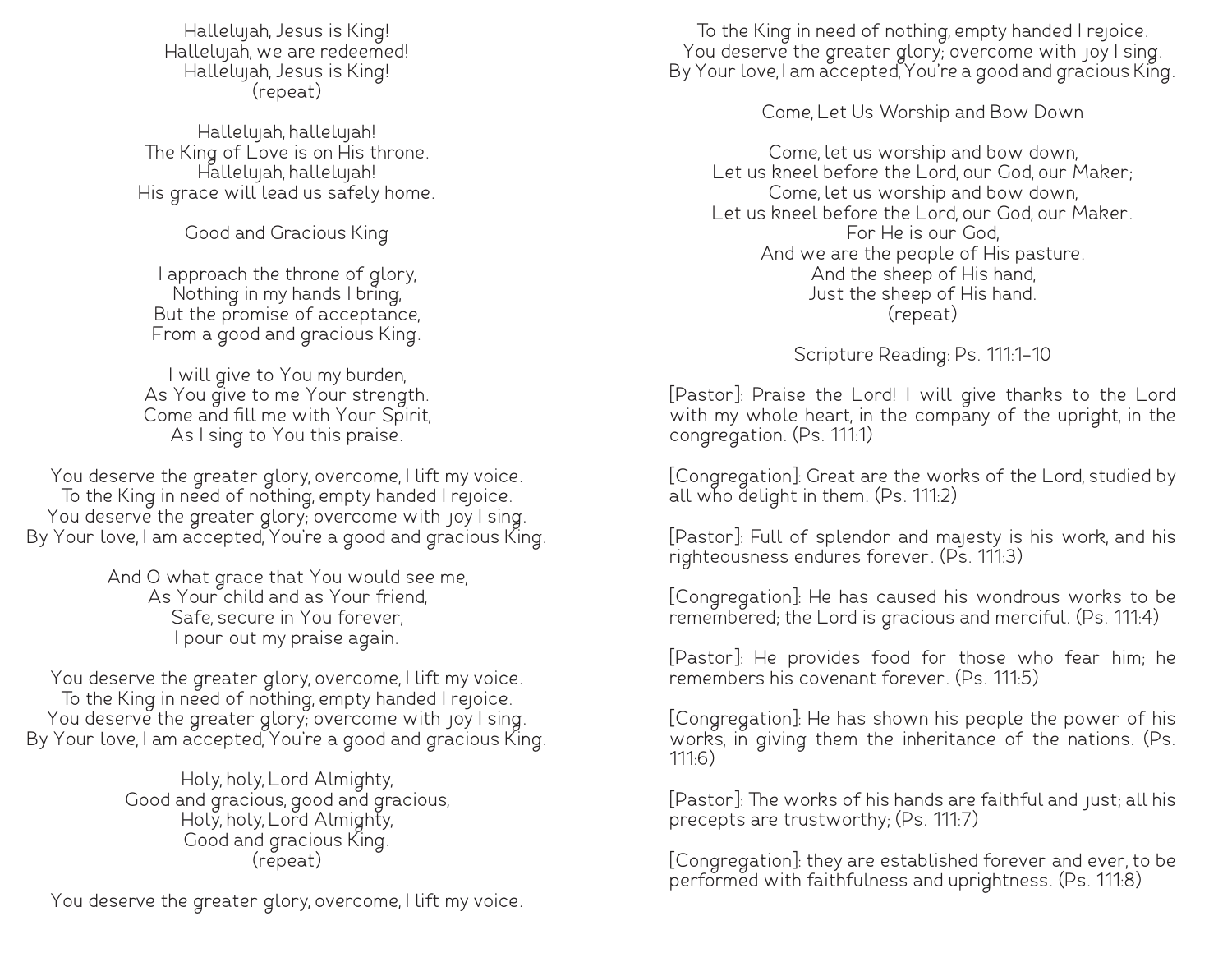Hallelujah, Jesus is King!
Hallelujah, we are redeemed!
Hallelujah, Jesus is King!
(repeat)

Hallelujah, hallelujah!
The King of Love is on His throne.
Hallelujah, hallelujah!
His grace will lead us safely home.

## Good and Gracious King

I approach the throne of glory,
Nothing in my hands I bring,
But the promise of acceptance,
From a good and gracious King.

I will give to You my burden,
As You give to me Your strength.
Come and fill me with Your Spirit,
As I sing to You this praise.

You deserve the greater glory, overcome, I lift my voice.
To the King in need of nothing, empty handed I rejoice.
You deserve the greater glory; overcome with joy I sing.
By Your love, I am accepted, You're a good and gracious King.

And O what grace that You would see me,
As Your child and as Your friend,
Safe, secure in You forever,
I pour out my praise again.

You deserve the greater glory, overcome, I lift my voice.
To the King in need of nothing, empty handed I rejoice.
You deserve the greater glory; overcome with joy I sing.
By Your love, I am accepted, You're a good and gracious King.

Holy, holy, Lord Almighty,
Good and gracious, good and gracious,
Holy, holy, Lord Almighty,
Good and gracious King.
(repeat)

You deserve the greater glory, overcome, I lift my voice.
To the King in need of nothing, empty handed I rejoice.
You deserve the greater glory; overcome with joy I sing.
By Your love, I am accepted, You're a good and gracious King.

## Come, Let Us Worship and Bow Down

Come, let us worship and bow down,
Let us kneel before the Lord, our God, our Maker;
Come, let us worship and bow down,
Let us kneel before the Lord, our God, our Maker.
For He is our God,
And we are the people of His pasture.
And the sheep of His hand,
Just the sheep of His hand.
(repeat)

## Scripture Reading: Ps. 111:1-10

[Pastor]: Praise the Lord! I will give thanks to the Lord with my whole heart, in the company of the upright, in the congregation. (Ps. 111:1)

[Congregation]: Great are the works of the Lord, studied by all who delight in them. (Ps. 111:2)

[Pastor]: Full of splendor and majesty is his work, and his righteousness endures forever. (Ps. 111:3)

[Congregation]: He has caused his wondrous works to be remembered; the Lord is gracious and merciful. (Ps. 111:4)

[Pastor]: He provides food for those who fear him; he remembers his covenant forever. (Ps. 111:5)

[Congregation]: He has shown his people the power of his works, in giving them the inheritance of the nations. (Ps. 111:6)

[Pastor]: The works of his hands are faithful and just; all his precepts are trustworthy; (Ps. 111:7)

[Congregation]: they are established forever and ever, to be performed with faithfulness and uprightness. (Ps. 111:8)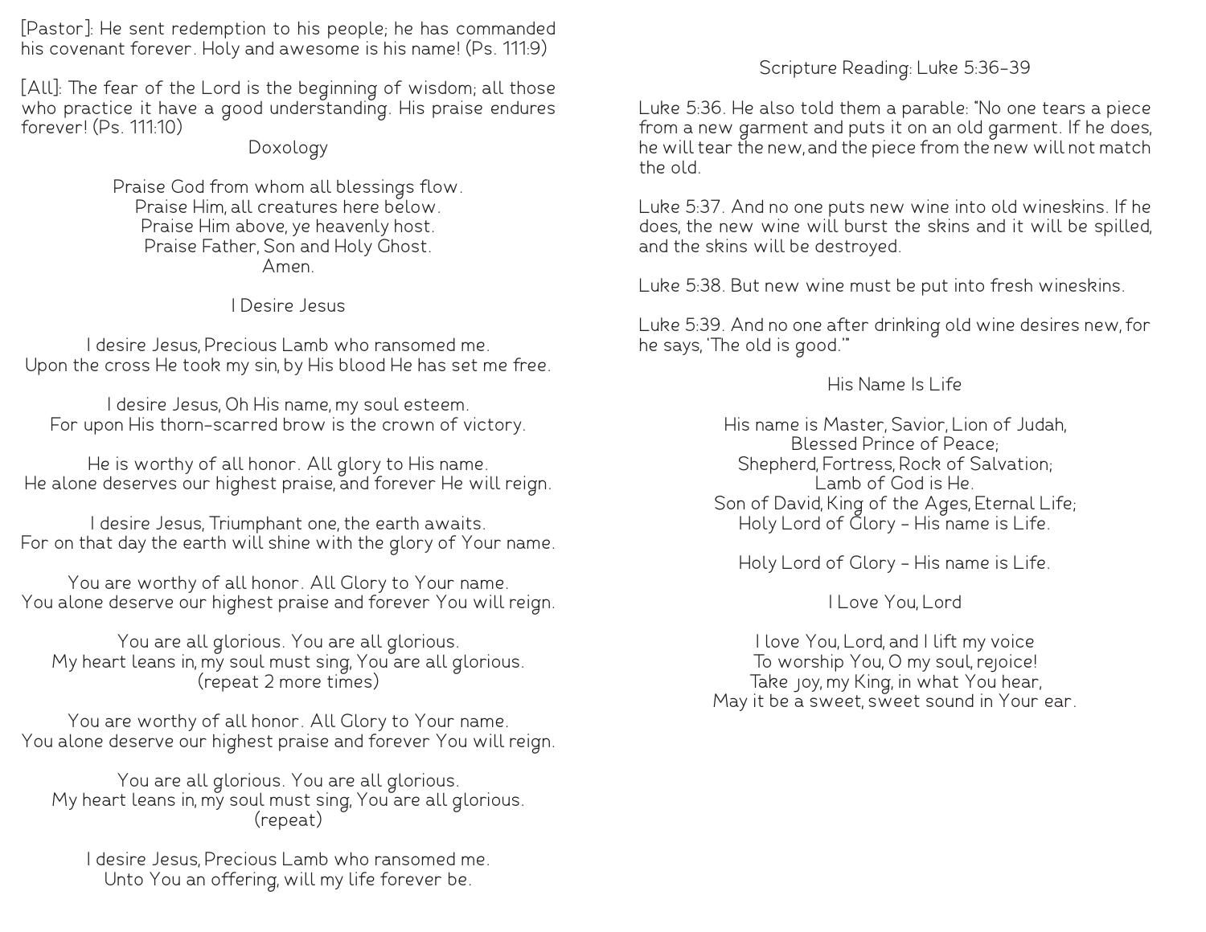[Pastor]: He sent redemption to his people; he has commanded his covenant forever. Holy and awesome is his name! (Ps. 111:9)

[All]: The fear of the Lord is the beginning of wisdom; all those who practice it have a good understanding. His praise endures forever! (Ps. 111:10)

## Doxology

Praise God from whom all blessings flow.
Praise Him, all creatures here below.
Praise Him above, ye heavenly host.
Praise Father, Son and Holy Ghost.
Amen.

## I Desire Jesus

I desire Jesus, Precious Lamb who ransomed me.
Upon the cross He took my sin, by His blood He has set me free.

I desire Jesus, Oh His name, my soul esteem.
For upon His thorn-scarred brow is the crown of victory.

He is worthy of all honor. All glory to His name.
He alone deserves our highest praise, and forever He will reign.

I desire Jesus, Triumphant one, the earth awaits.
For on that day the earth will shine with the glory of Your name.

You are worthy of all honor. All Glory to Your name.
You alone deserve our highest praise and forever You will reign.

You are all glorious. You are all glorious.
My heart leans in, my soul must sing, You are all glorious.
(repeat 2 more times)

You are worthy of all honor. All Glory to Your name.
You alone deserve our highest praise and forever You will reign.

You are all glorious. You are all glorious.
My heart leans in, my soul must sing, You are all glorious.
(repeat)

I desire Jesus, Precious Lamb who ransomed me.
Unto You an offering, will my life forever be.

## Scripture Reading: Luke 5:36-39

Luke 5:36. He also told them a parable: "No one tears a piece from a new garment and puts it on an old garment. If he does, he will tear the new, and the piece from the new will not match the old.

Luke 5:37. And no one puts new wine into old wineskins. If he does, the new wine will burst the skins and it will be spilled, and the skins will be destroyed.

Luke 5:38. But new wine must be put into fresh wineskins.

Luke 5:39. And no one after drinking old wine desires new, for he says, 'The old is good.'"

## His Name Is Life

His name is Master, Savior, Lion of Judah,
Blessed Prince of Peace;
Shepherd, Fortress, Rock of Salvation;
Lamb of God is He.
Son of David, King of the Ages, Eternal Life;
Holy Lord of Glory - His name is Life.

Holy Lord of Glory - His name is Life.

## I Love You, Lord

I love You, Lord, and I lift my voice
To worship You, O my soul, rejoice!
Take joy, my King, in what You hear,
May it be a sweet, sweet sound in Your ear.